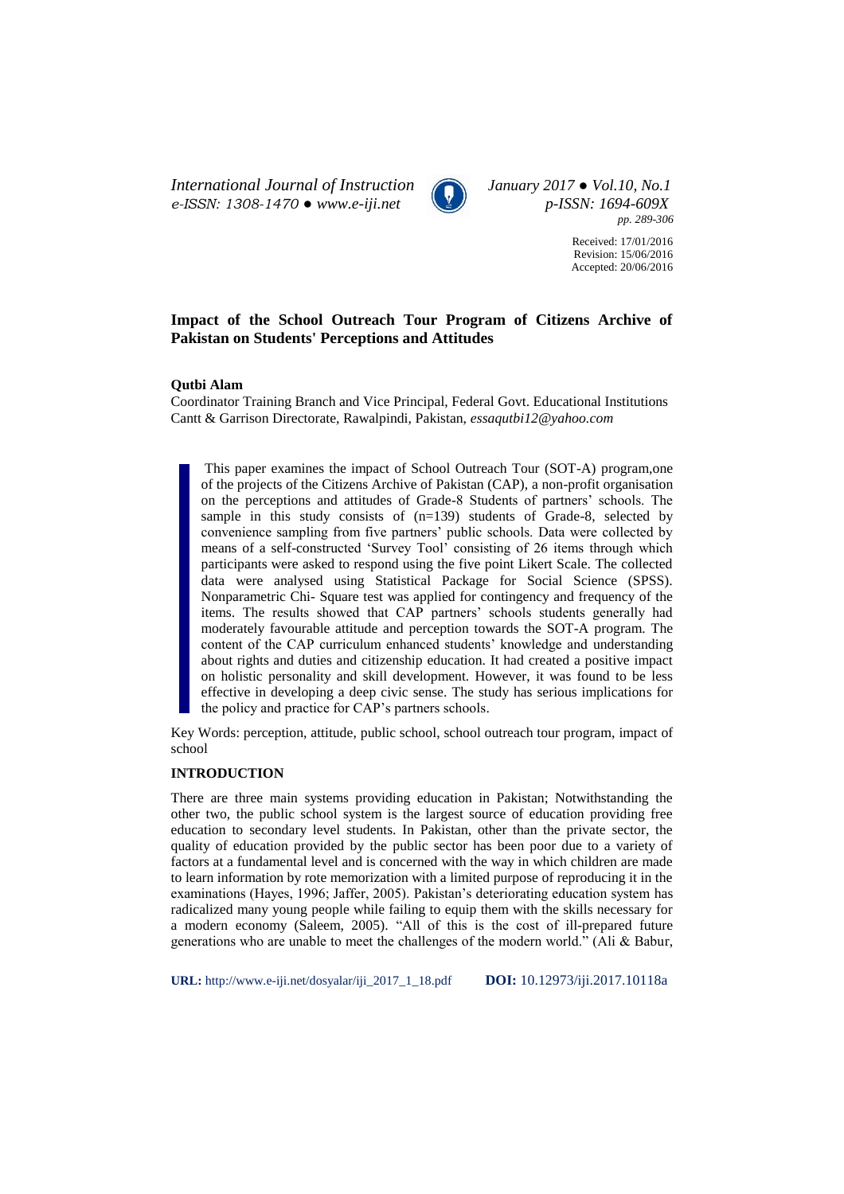Received: 17/01/2016
Revision: 15/06/2016
Accepted: 20/06/2016

# Impact of the School Outreach Tour Program of Citizens Archive of Pakistan on Students' Perceptions and Attitudes

**Qutbi Alam**

Coordinator Training Branch and Vice Principal, Federal Govt. Educational Institutions Cantt & Garrison Directorate, Rawalpindi, Pakistan, *essaqutbi12@yahoo.com*

This paper examines the impact of School Outreach Tour (SOT-A) program,one of the projects of the Citizens Archive of Pakistan (CAP), a non-profit organisation on the perceptions and attitudes of Grade-8 Students of partners' schools. The sample in this study consists of (n=139) students of Grade-8, selected by convenience sampling from five partners' public schools. Data were collected by means of a self-constructed 'Survey Tool' consisting of 26 items through which participants were asked to respond using the five point Likert Scale. The collected data were analysed using Statistical Package for Social Science (SPSS). Nonparametric Chi- Square test was applied for contingency and frequency of the items. The results showed that CAP partners' schools students generally had moderately favourable attitude and perception towards the SOT-A program. The content of the CAP curriculum enhanced students' knowledge and understanding about rights and duties and citizenship education. It had created a positive impact on holistic personality and skill development. However, it was found to be less effective in developing a deep civic sense. The study has serious implications for the policy and practice for CAP's partners schools.

Key Words: perception, attitude, public school, school outreach tour program, impact of school

## INTRODUCTION

There are three main systems providing education in Pakistan; Notwithstanding the other two, the public school system is the largest source of education providing free education to secondary level students. In Pakistan, other than the private sector, the quality of education provided by the public sector has been poor due to a variety of factors at a fundamental level and is concerned with the way in which children are made to learn information by rote memorization with a limited purpose of reproducing it in the examinations (Hayes, 1996; Jaffer, 2005). Pakistan's deteriorating education system has radicalized many young people while failing to equip them with the skills necessary for a modern economy (Saleem, 2005). "All of this is the cost of ill-prepared future generations who are unable to meet the challenges of the modern world." (Ali & Babur,

**URL:** http://www.e-iji.net/dosyalar/iji_2017_1_18.pdf **DOI:** 10.12973/iji.2017.10118a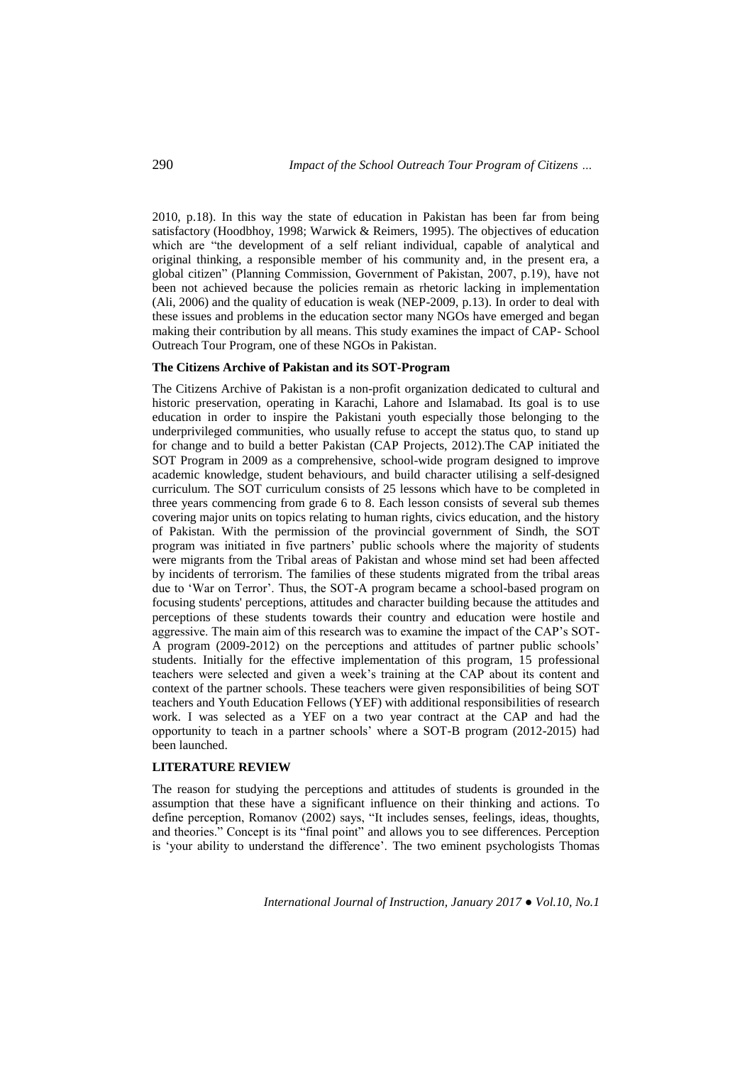2010, p.18). In this way the state of education in Pakistan has been far from being satisfactory (Hoodbhoy, 1998; Warwick & Reimers, 1995). The objectives of education which are "the development of a self reliant individual, capable of analytical and original thinking, a responsible member of his community and, in the present era, a global citizen" (Planning Commission, Government of Pakistan, 2007, p.19), have not been not achieved because the policies remain as rhetoric lacking in implementation (Ali, 2006) and the quality of education is weak (NEP-2009, p.13). In order to deal with these issues and problems in the education sector many NGOs have emerged and began making their contribution by all means. This study examines the impact of CAP- School Outreach Tour Program, one of these NGOs in Pakistan.

### The Citizens Archive of Pakistan and its SOT-Program

The Citizens Archive of Pakistan is a non-profit organization dedicated to cultural and historic preservation, operating in Karachi, Lahore and Islamabad. Its goal is to use education in order to inspire the Pakistani youth especially those belonging to the underprivileged communities, who usually refuse to accept the status quo, to stand up for change and to build a better Pakistan (CAP Projects, 2012).The CAP initiated the SOT Program in 2009 as a comprehensive, school-wide program designed to improve academic knowledge, student behaviours, and build character utilising a self-designed curriculum. The SOT curriculum consists of 25 lessons which have to be completed in three years commencing from grade 6 to 8. Each lesson consists of several sub themes covering major units on topics relating to human rights, civics education, and the history of Pakistan. With the permission of the provincial government of Sindh, the SOT program was initiated in five partners' public schools where the majority of students were migrants from the Tribal areas of Pakistan and whose mind set had been affected by incidents of terrorism. The families of these students migrated from the tribal areas due to 'War on Terror'. Thus, the SOT-A program became a school-based program on focusing students' perceptions, attitudes and character building because the attitudes and perceptions of these students towards their country and education were hostile and aggressive. The main aim of this research was to examine the impact of the CAP's SOT-A program (2009-2012) on the perceptions and attitudes of partner public schools' students. Initially for the effective implementation of this program, 15 professional teachers were selected and given a week's training at the CAP about its content and context of the partner schools. These teachers were given responsibilities of being SOT teachers and Youth Education Fellows (YEF) with additional responsibilities of research work. I was selected as a YEF on a two year contract at the CAP and had the opportunity to teach in a partner schools' where a SOT-B program (2012-2015) had been launched.

## LITERATURE REVIEW

The reason for studying the perceptions and attitudes of students is grounded in the assumption that these have a significant influence on their thinking and actions. To define perception, Romanov (2002) says, "It includes senses, feelings, ideas, thoughts, and theories." Concept is its "final point" and allows you to see differences. Perception is 'your ability to understand the difference'. The two eminent psychologists Thomas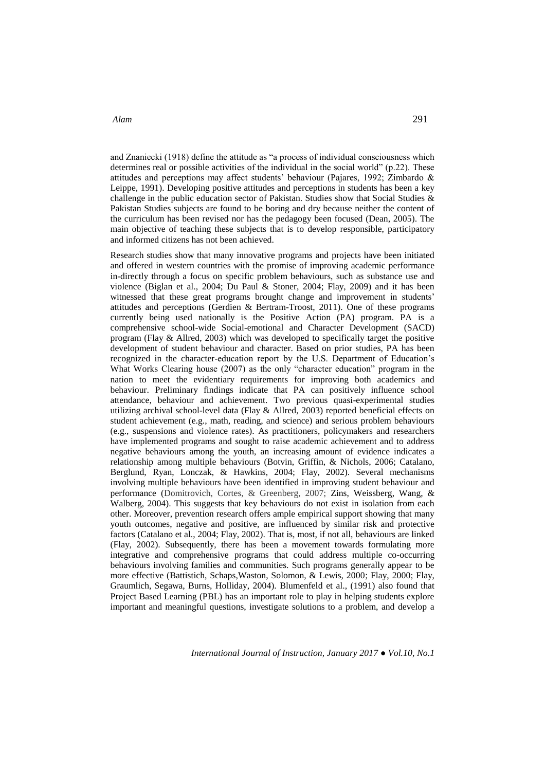and Znaniecki (1918) define the attitude as "a process of individual consciousness which determines real or possible activities of the individual in the social world" (p.22). These attitudes and perceptions may affect students' behaviour (Pajares, 1992; Zimbardo & Leippe, 1991). Developing positive attitudes and perceptions in students has been a key challenge in the public education sector of Pakistan. Studies show that Social Studies & Pakistan Studies subjects are found to be boring and dry because neither the content of the curriculum has been revised nor has the pedagogy been focused (Dean, 2005). The main objective of teaching these subjects that is to develop responsible, participatory and informed citizens has not been achieved.

Research studies show that many innovative programs and projects have been initiated and offered in western countries with the promise of improving academic performance in-directly through a focus on specific problem behaviours, such as substance use and violence (Biglan et al., 2004; Du Paul & Stoner, 2004; Flay, 2009) and it has been witnessed that these great programs brought change and improvement in students' attitudes and perceptions (Gerdien & Bertram-Troost, 2011). One of these programs currently being used nationally is the Positive Action (PA) program. PA is a comprehensive school-wide Social-emotional and Character Development (SACD) program (Flay & Allred, 2003) which was developed to specifically target the positive development of student behaviour and character. Based on prior studies, PA has been recognized in the character-education report by the U.S. Department of Education's What Works Clearing house (2007) as the only "character education" program in the nation to meet the evidentiary requirements for improving both academics and behaviour. Preliminary findings indicate that PA can positively influence school attendance, behaviour and achievement. Two previous quasi-experimental studies utilizing archival school-level data (Flay & Allred, 2003) reported beneficial effects on student achievement (e.g., math, reading, and science) and serious problem behaviours (e.g., suspensions and violence rates). As practitioners, policymakers and researchers have implemented programs and sought to raise academic achievement and to address negative behaviours among the youth, an increasing amount of evidence indicates a relationship among multiple behaviours (Botvin, Griffin, & Nichols, 2006; Catalano, Berglund, Ryan, Lonczak, & Hawkins, 2004; Flay, 2002). Several mechanisms involving multiple behaviours have been identified in improving student behaviour and performance (Domitrovich, Cortes, & Greenberg, 2007; Zins, Weissberg, Wang, & Walberg, 2004). This suggests that key behaviours do not exist in isolation from each other. Moreover, prevention research offers ample empirical support showing that many youth outcomes, negative and positive, are influenced by similar risk and protective factors (Catalano et al., 2004; Flay, 2002). That is, most, if not all, behaviours are linked (Flay, 2002). Subsequently, there has been a movement towards formulating more integrative and comprehensive programs that could address multiple co-occurring behaviours involving families and communities. Such programs generally appear to be more effective (Battistich, Schaps,Waston, Solomon, & Lewis, 2000; Flay, 2000; Flay, Graumlich, Segawa, Burns, Holliday, 2004). Blumenfeld et al., (1991) also found that Project Based Learning (PBL) has an important role to play in helping students explore important and meaningful questions, investigate solutions to a problem, and develop a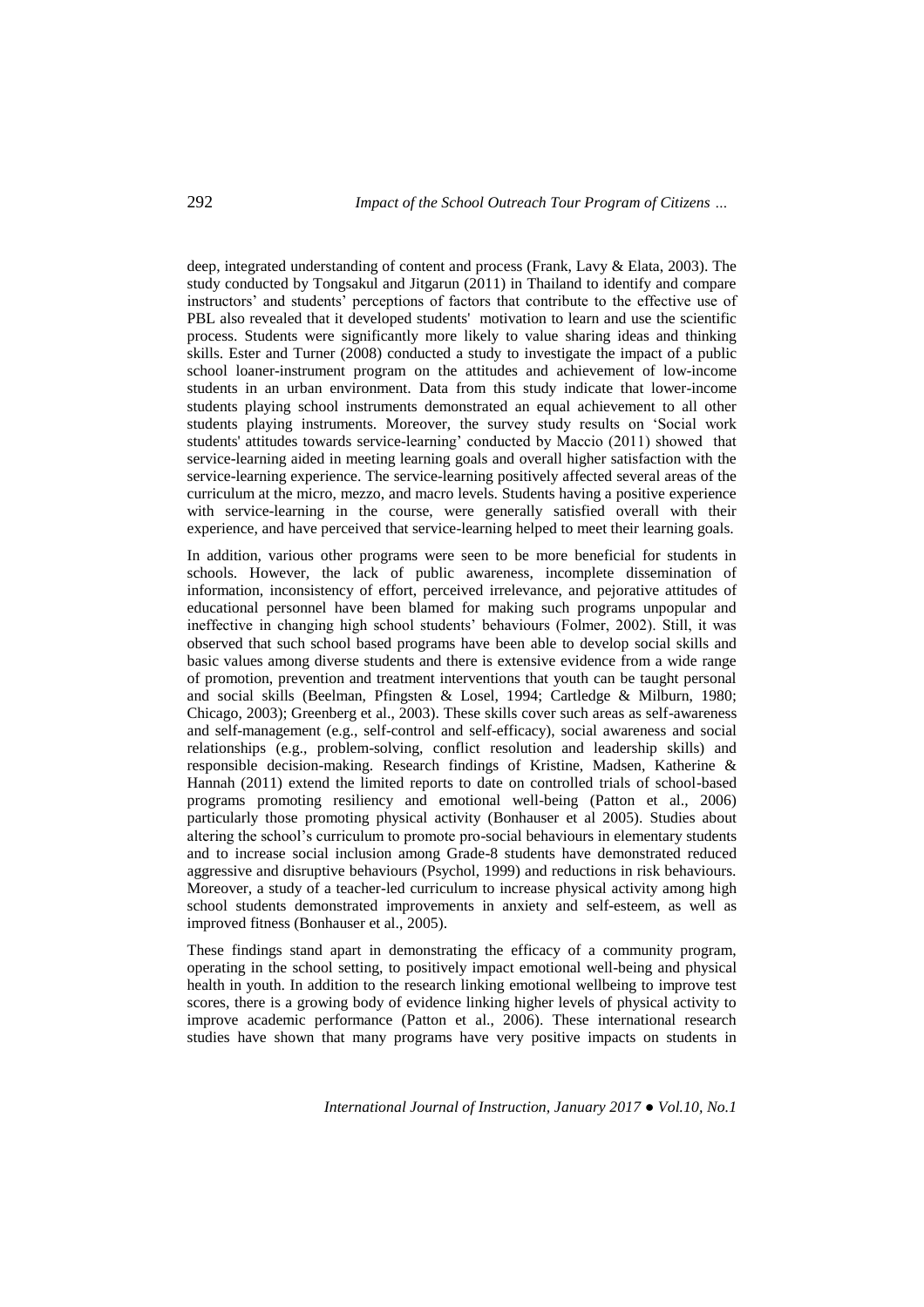deep, integrated understanding of content and process (Frank, Lavy & Elata, 2003). The study conducted by Tongsakul and Jitgarun (2011) in Thailand to identify and compare instructors' and students' perceptions of factors that contribute to the effective use of PBL also revealed that it developed students' motivation to learn and use the scientific process. Students were significantly more likely to value sharing ideas and thinking skills. Ester and Turner (2008) conducted a study to investigate the impact of a public school loaner-instrument program on the attitudes and achievement of low-income students in an urban environment. Data from this study indicate that lower-income students playing school instruments demonstrated an equal achievement to all other students playing instruments. Moreover, the survey study results on 'Social work students' attitudes towards service-learning' conducted by Maccio (2011) showed that service-learning aided in meeting learning goals and overall higher satisfaction with the service-learning experience. The service-learning positively affected several areas of the curriculum at the micro, mezzo, and macro levels. Students having a positive experience with service-learning in the course, were generally satisfied overall with their experience, and have perceived that service-learning helped to meet their learning goals.

In addition, various other programs were seen to be more beneficial for students in schools. However, the lack of public awareness, incomplete dissemination of information, inconsistency of effort, perceived irrelevance, and pejorative attitudes of educational personnel have been blamed for making such programs unpopular and ineffective in changing high school students' behaviours (Folmer, 2002). Still, it was observed that such school based programs have been able to develop social skills and basic values among diverse students and there is extensive evidence from a wide range of promotion, prevention and treatment interventions that youth can be taught personal and social skills (Beelman, Pfingsten & Losel, 1994; Cartledge & Milburn, 1980; Chicago, 2003); Greenberg et al., 2003). These skills cover such areas as self-awareness and self-management (e.g., self-control and self-efficacy), social awareness and social relationships (e.g., problem-solving, conflict resolution and leadership skills) and responsible decision-making. Research findings of Kristine, Madsen, Katherine & Hannah (2011) extend the limited reports to date on controlled trials of school-based programs promoting resiliency and emotional well-being (Patton et al., 2006) particularly those promoting physical activity (Bonhauser et al 2005). Studies about altering the school's curriculum to promote pro-social behaviours in elementary students and to increase social inclusion among Grade-8 students have demonstrated reduced aggressive and disruptive behaviours (Psychol, 1999) and reductions in risk behaviours. Moreover, a study of a teacher-led curriculum to increase physical activity among high school students demonstrated improvements in anxiety and self-esteem, as well as improved fitness (Bonhauser et al., 2005).

These findings stand apart in demonstrating the efficacy of a community program, operating in the school setting, to positively impact emotional well-being and physical health in youth. In addition to the research linking emotional wellbeing to improve test scores, there is a growing body of evidence linking higher levels of physical activity to improve academic performance (Patton et al., 2006). These international research studies have shown that many programs have very positive impacts on students in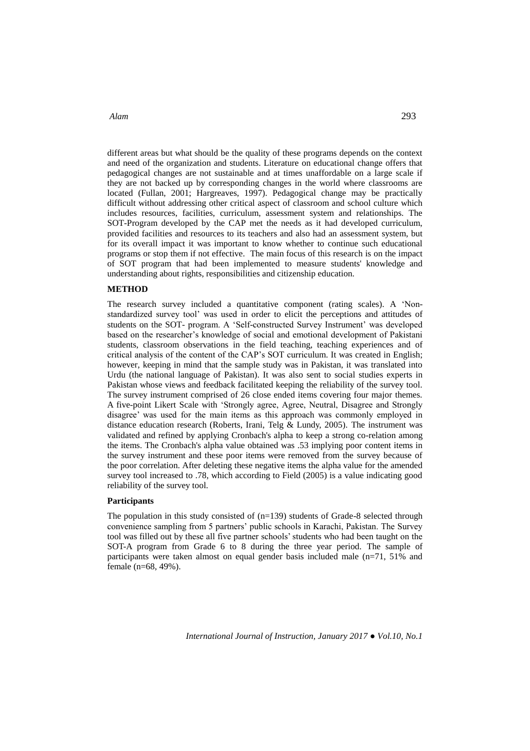different areas but what should be the quality of these programs depends on the context and need of the organization and students. Literature on educational change offers that pedagogical changes are not sustainable and at times unaffordable on a large scale if they are not backed up by corresponding changes in the world where classrooms are located (Fullan, 2001; Hargreaves, 1997). Pedagogical change may be practically difficult without addressing other critical aspect of classroom and school culture which includes resources, facilities, curriculum, assessment system and relationships. The SOT-Program developed by the CAP met the needs as it had developed curriculum, provided facilities and resources to its teachers and also had an assessment system, but for its overall impact it was important to know whether to continue such educational programs or stop them if not effective. The main focus of this research is on the impact of SOT program that had been implemented to measure students' knowledge and understanding about rights, responsibilities and citizenship education.

## METHOD

The research survey included a quantitative component (rating scales). A 'Non-standardized survey tool' was used in order to elicit the perceptions and attitudes of students on the SOT- program. A 'Self-constructed Survey Instrument' was developed based on the researcher's knowledge of social and emotional development of Pakistani students, classroom observations in the field teaching, teaching experiences and of critical analysis of the content of the CAP's SOT curriculum. It was created in English; however, keeping in mind that the sample study was in Pakistan, it was translated into Urdu (the national language of Pakistan). It was also sent to social studies experts in Pakistan whose views and feedback facilitated keeping the reliability of the survey tool. The survey instrument comprised of 26 close ended items covering four major themes. A five-point Likert Scale with 'Strongly agree, Agree, Neutral, Disagree and Strongly disagree' was used for the main items as this approach was commonly employed in distance education research (Roberts, Irani, Telg & Lundy, 2005). The instrument was validated and refined by applying Cronbach's alpha to keep a strong co-relation among the items. The Cronbach's alpha value obtained was .53 implying poor content items in the survey instrument and these poor items were removed from the survey because of the poor correlation. After deleting these negative items the alpha value for the amended survey tool increased to .78, which according to Field (2005) is a value indicating good reliability of the survey tool.

### Participants

The population in this study consisted of (n=139) students of Grade-8 selected through convenience sampling from 5 partners' public schools in Karachi, Pakistan. The Survey tool was filled out by these all five partner schools' students who had been taught on the SOT-A program from Grade 6 to 8 during the three year period. The sample of participants were taken almost on equal gender basis included male (n=71, 51% and female (n=68, 49%).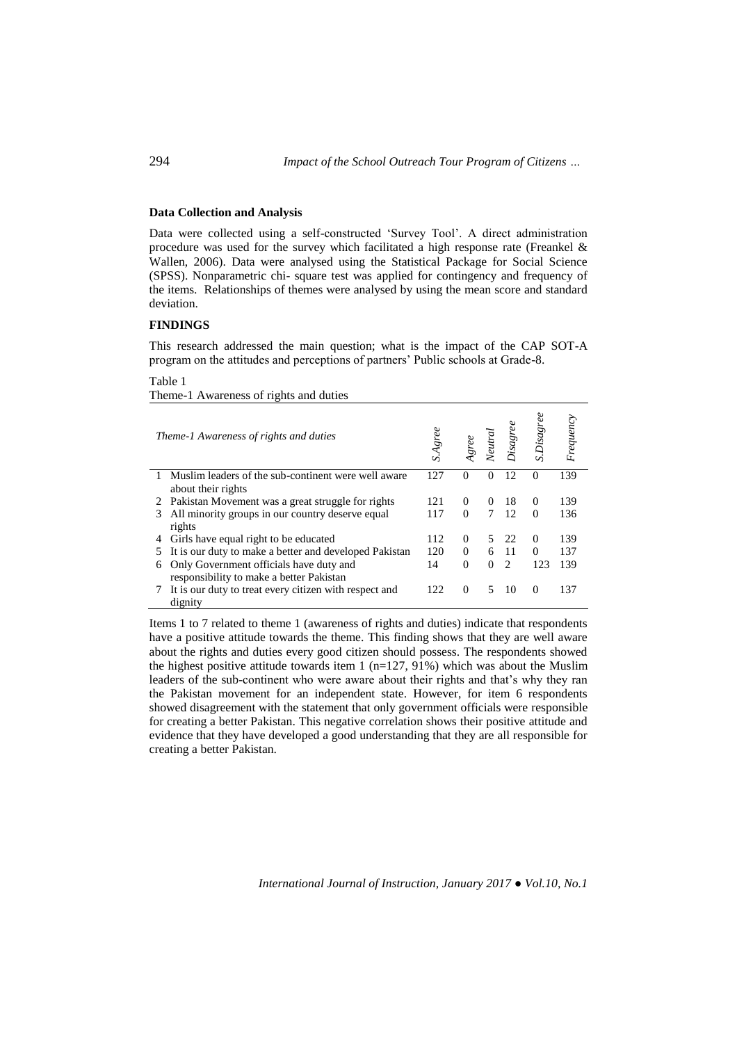### Data Collection and Analysis

Data were collected using a self-constructed 'Survey Tool'. A direct administration procedure was used for the survey which facilitated a high response rate (Freankel & Wallen, 2006). Data were analysed using the Statistical Package for Social Science (SPSS). Nonparametric chi- square test was applied for contingency and frequency of the items. Relationships of themes were analysed by using the mean score and standard deviation.

## FINDINGS

This research addressed the main question; what is the impact of the CAP SOT-A program on the attitudes and perceptions of partners' Public schools at Grade-8.

Table 1
Theme-1 Awareness of rights and duties

| | *Theme-1 Awareness of rights and duties* | *S.Agree* | *Agree* | *Neutral* | *Disagree* | *S.Disagree* | *Frequency* |
|---|---|---|---|---|---|---|---|
| 1 | Muslim leaders of the sub-continent were well aware about their rights | 127 | 0 | 0 | 12 | 0 | 139 |
| 2 | Pakistan Movement was a great struggle for rights | 121 | 0 | 0 | 18 | 0 | 139 |
| 3 | All minority groups in our country deserve equal rights | 117 | 0 | 7 | 12 | 0 | 136 |
| 4 | Girls have equal right to be educated | 112 | 0 | 5 | 22 | 0 | 139 |
| 5 | It is our duty to make a better and developed Pakistan | 120 | 0 | 6 | 11 | 0 | 137 |
| 6 | Only Government officials have duty and responsibility to make a better Pakistan | 14 | 0 | 0 | 2 | 123 | 139 |
| 7 | It is our duty to treat every citizen with respect and dignity | 122 | 0 | 5 | 10 | 0 | 137 |

Items 1 to 7 related to theme 1 (awareness of rights and duties) indicate that respondents have a positive attitude towards the theme. This finding shows that they are well aware about the rights and duties every good citizen should possess. The respondents showed the highest positive attitude towards item 1 (n=127, 91%) which was about the Muslim leaders of the sub-continent who were aware about their rights and that's why they ran the Pakistan movement for an independent state. However, for item 6 respondents showed disagreement with the statement that only government officials were responsible for creating a better Pakistan. This negative correlation shows their positive attitude and evidence that they have developed a good understanding that they are all responsible for creating a better Pakistan.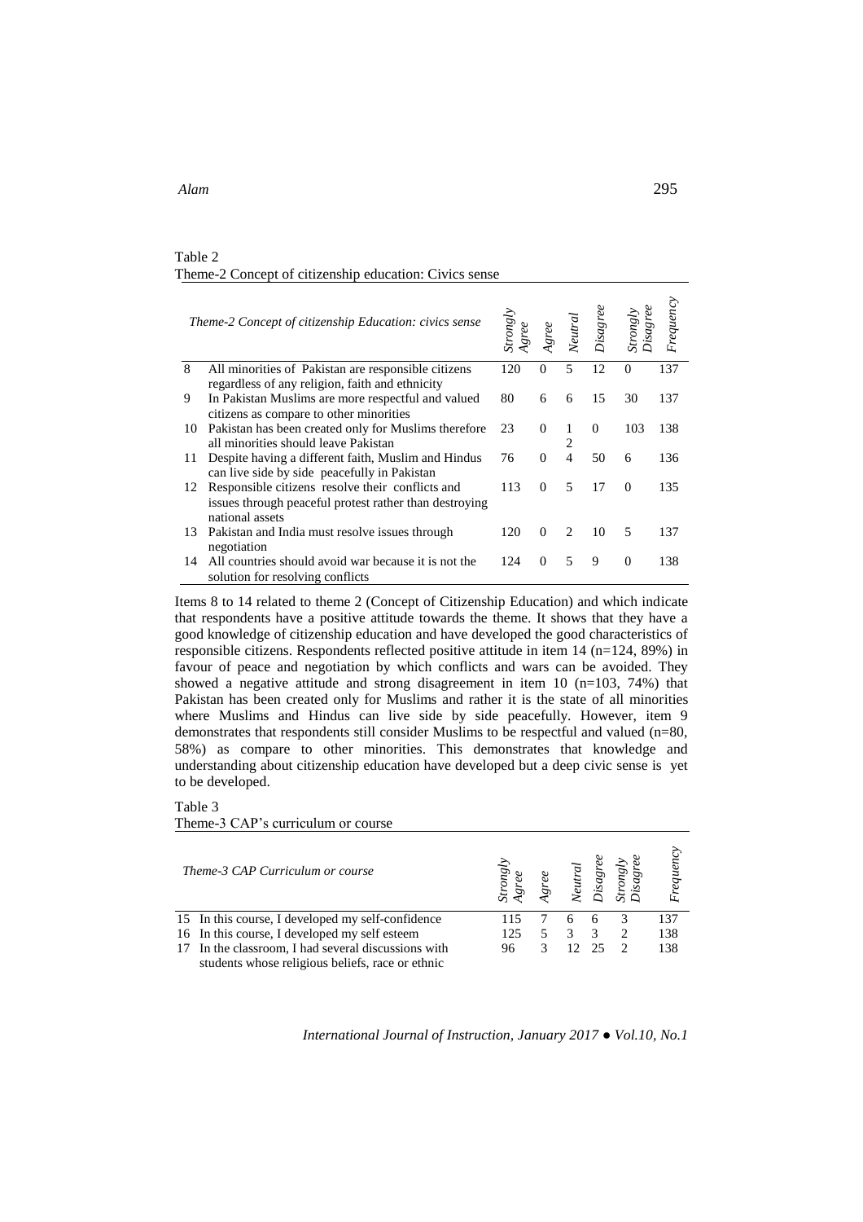Table 2
Theme-2 Concept of citizenship education: Civics sense

| | *Theme-2 Concept of citizenship Education: civics sense* | *Strongly Agree* | *Agree* | *Neutral* | *Disagree* | *Strongly Disagree* | *Frequency* |
|---|---|---|---|---|---|---|---|
| 8 | All minorities of Pakistan are responsible citizens regardless of any religion, faith and ethnicity | 120 | 0 | 5 | 12 | 0 | 137 |
| 9 | In Pakistan Muslims are more respectful and valued citizens as compare to other minorities | 80 | 6 | 6 | 15 | 30 | 137 |
| 10 | Pakistan has been created only for Muslims therefore all minorities should leave Pakistan | 23 | 0 | 12 | 0 | 103 | 138 |
| 11 | Despite having a different faith, Muslim and Hindus can live side by side peacefully in Pakistan | 76 | 0 | 4 | 50 | 6 | 136 |
| 12 | Responsible citizens resolve their conflicts and issues through peaceful protest rather than destroying national assets | 113 | 0 | 5 | 17 | 0 | 135 |
| 13 | Pakistan and India must resolve issues through negotiation | 120 | 0 | 2 | 10 | 5 | 137 |
| 14 | All countries should avoid war because it is not the solution for resolving conflicts | 124 | 0 | 5 | 9 | 0 | 138 |

Items 8 to 14 related to theme 2 (Concept of Citizenship Education) and which indicate that respondents have a positive attitude towards the theme. It shows that they have a good knowledge of citizenship education and have developed the good characteristics of responsible citizens. Respondents reflected positive attitude in item 14 (n=124, 89%) in favour of peace and negotiation by which conflicts and wars can be avoided. They showed a negative attitude and strong disagreement in item 10 (n=103, 74%) that Pakistan has been created only for Muslims and rather it is the state of all minorities where Muslims and Hindus can live side by side peacefully. However, item 9 demonstrates that respondents still consider Muslims to be respectful and valued (n=80, 58%) as compare to other minorities. This demonstrates that knowledge and understanding about citizenship education have developed but a deep civic sense is yet to be developed.

Table 3
Theme-3 CAP's curriculum or course

| | *Theme-3 CAP Curriculum or course* | *Strongly Agree* | *Agree* | *Neutral* | *Disagree* | *Strongly Disagree* | *Frequency* |
|---|---|---|---|---|---|---|---|
| 15 | In this course, I developed my self-confidence | 115 | 7 | 6 | 6 | 3 | 137 |
| 16 | In this course, I developed my self esteem | 125 | 5 | 3 | 3 | 2 | 138 |
| 17 | In the classroom, I had several discussions with students whose religious beliefs, race or ethnic | 96 | 3 | 12 | 25 | 2 | 138 |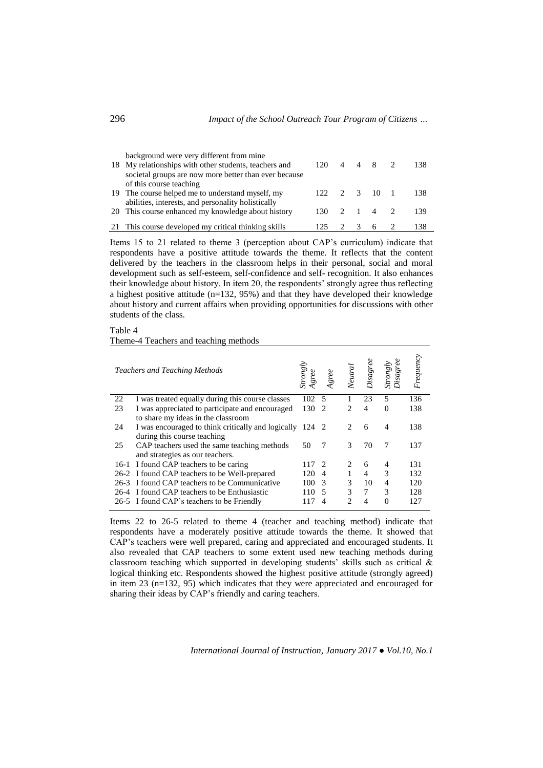| | | | | | | | |
|---|---|---|---|---|---|---|---|
| | background were very different from mine | | | | | | |
| 18 | My relationships with other students, teachers and societal groups are now more better than ever because of this course teaching | 120 | 4 | 4 | 8 | 2 | 138 |
| 19 | The course helped me to understand myself, my abilities, interests, and personality holistically | 122 | 2 | 3 | 10 | 1 | 138 |
| 20 | This course enhanced my knowledge about history | 130 | 2 | 1 | 4 | 2 | 139 |
| 21 | This course developed my critical thinking skills | 125 | 2 | 3 | 6 | 2 | 138 |

Items 15 to 21 related to theme 3 (perception about CAP's curriculum) indicate that respondents have a positive attitude towards the theme. It reflects that the content delivered by the teachers in the classroom helps in their personal, social and moral development such as self-esteem, self-confidence and self- recognition. It also enhances their knowledge about history. In item 20, the respondents' strongly agree thus reflecting a highest positive attitude (n=132, 95%) and that they have developed their knowledge about history and current affairs when providing opportunities for discussions with other students of the class.

Table 4
Theme-4 Teachers and teaching methods

| | *Teachers and Teaching Methods* | *Strongly Agree* | *Agree* | *Neutral* | *Disagree* | *Strongly Disagree* | *Frequency* |
|---|---|---|---|---|---|---|---|
| 22 | I was treated equally during this course classes | 102 | 5 | 1 | 23 | 5 | 136 |
| 23 | I was appreciated to participate and encouraged to share my ideas in the classroom | 130 | 2 | 2 | 4 | 0 | 138 |
| 24 | I was encouraged to think critically and logically during this course teaching | 124 | 2 | 2 | 6 | 4 | 138 |
| 25 | CAP teachers used the same teaching methods and strategies as our teachers. | 50 | 7 | 3 | 70 | 7 | 137 |
| 16-1 | I found CAP teachers to be caring | 117 | 2 | 2 | 6 | 4 | 131 |
| 26-2 | I found CAP teachers to be Well-prepared | 120 | 4 | 1 | 4 | 3 | 132 |
| 26-3 | I found CAP teachers to be Communicative | 100 | 3 | 3 | 10 | 4 | 120 |
| 26-4 | I found CAP teachers to be Enthusiastic | 110 | 5 | 3 | 7 | 3 | 128 |
| 26-5 | I found CAP's teachers to be Friendly | 117 | 4 | 2 | 4 | 0 | 127 |

Items 22 to 26-5 related to theme 4 (teacher and teaching method) indicate that respondents have a moderately positive attitude towards the theme. It showed that CAP's teachers were well prepared, caring and appreciated and encouraged students. It also revealed that CAP teachers to some extent used new teaching methods during classroom teaching which supported in developing students' skills such as critical & logical thinking etc. Respondents showed the highest positive attitude (strongly agreed) in item 23 (n=132, 95) which indicates that they were appreciated and encouraged for sharing their ideas by CAP's friendly and caring teachers.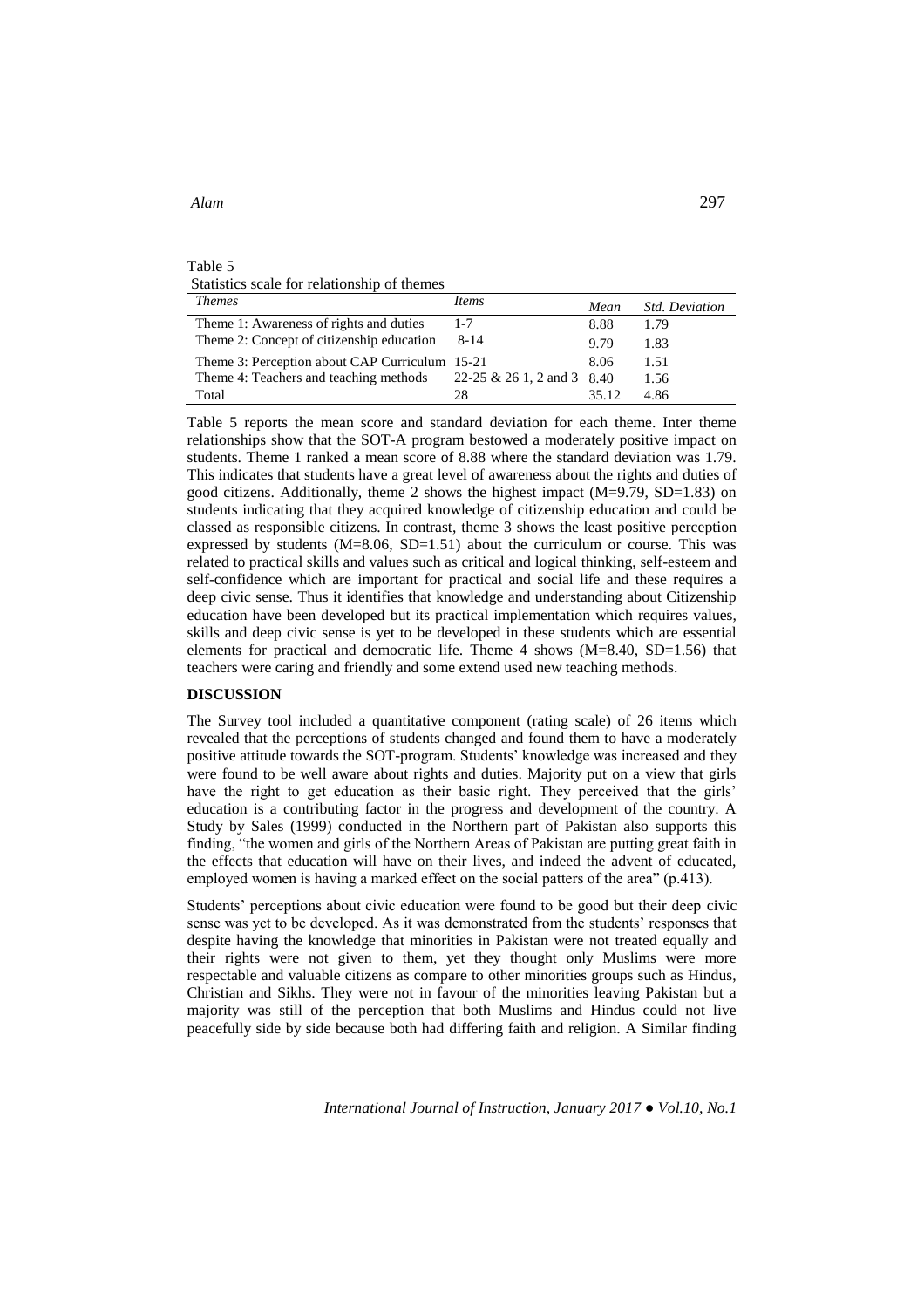Table 5
Statistics scale for relationship of themes

| *Themes* | *Items* | *Mean* | *Std. Deviation* |
|---|---|---|---|
| Theme 1: Awareness of rights and duties | 1-7 | 8.88 | 1.79 |
| Theme 2: Concept of citizenship education | 8-14 | 9.79 | 1.83 |
| Theme 3: Perception about CAP Curriculum | 15-21 | 8.06 | 1.51 |
| Theme 4: Teachers and teaching methods | 22-25 & 26 1, 2 and 3 | 8.40 | 1.56 |
| Total | 28 | 35.12 | 4.86 |

Table 5 reports the mean score and standard deviation for each theme. Inter theme relationships show that the SOT-A program bestowed a moderately positive impact on students. Theme 1 ranked a mean score of 8.88 where the standard deviation was 1.79. This indicates that students have a great level of awareness about the rights and duties of good citizens. Additionally, theme 2 shows the highest impact (M=9.79, SD=1.83) on students indicating that they acquired knowledge of citizenship education and could be classed as responsible citizens. In contrast, theme 3 shows the least positive perception expressed by students (M=8.06, SD=1.51) about the curriculum or course. This was related to practical skills and values such as critical and logical thinking, self-esteem and self-confidence which are important for practical and social life and these requires a deep civic sense. Thus it identifies that knowledge and understanding about Citizenship education have been developed but its practical implementation which requires values, skills and deep civic sense is yet to be developed in these students which are essential elements for practical and democratic life. Theme 4 shows (M=8.40, SD=1.56) that teachers were caring and friendly and some extend used new teaching methods.

## DISCUSSION

The Survey tool included a quantitative component (rating scale) of 26 items which revealed that the perceptions of students changed and found them to have a moderately positive attitude towards the SOT-program. Students' knowledge was increased and they were found to be well aware about rights and duties. Majority put on a view that girls have the right to get education as their basic right. They perceived that the girls' education is a contributing factor in the progress and development of the country. A Study by Sales (1999) conducted in the Northern part of Pakistan also supports this finding, "the women and girls of the Northern Areas of Pakistan are putting great faith in the effects that education will have on their lives, and indeed the advent of educated, employed women is having a marked effect on the social patters of the area" (p.413).

Students' perceptions about civic education were found to be good but their deep civic sense was yet to be developed. As it was demonstrated from the students' responses that despite having the knowledge that minorities in Pakistan were not treated equally and their rights were not given to them, yet they thought only Muslims were more respectable and valuable citizens as compare to other minorities groups such as Hindus, Christian and Sikhs. They were not in favour of the minorities leaving Pakistan but a majority was still of the perception that both Muslims and Hindus could not live peacefully side by side because both had differing faith and religion. A Similar finding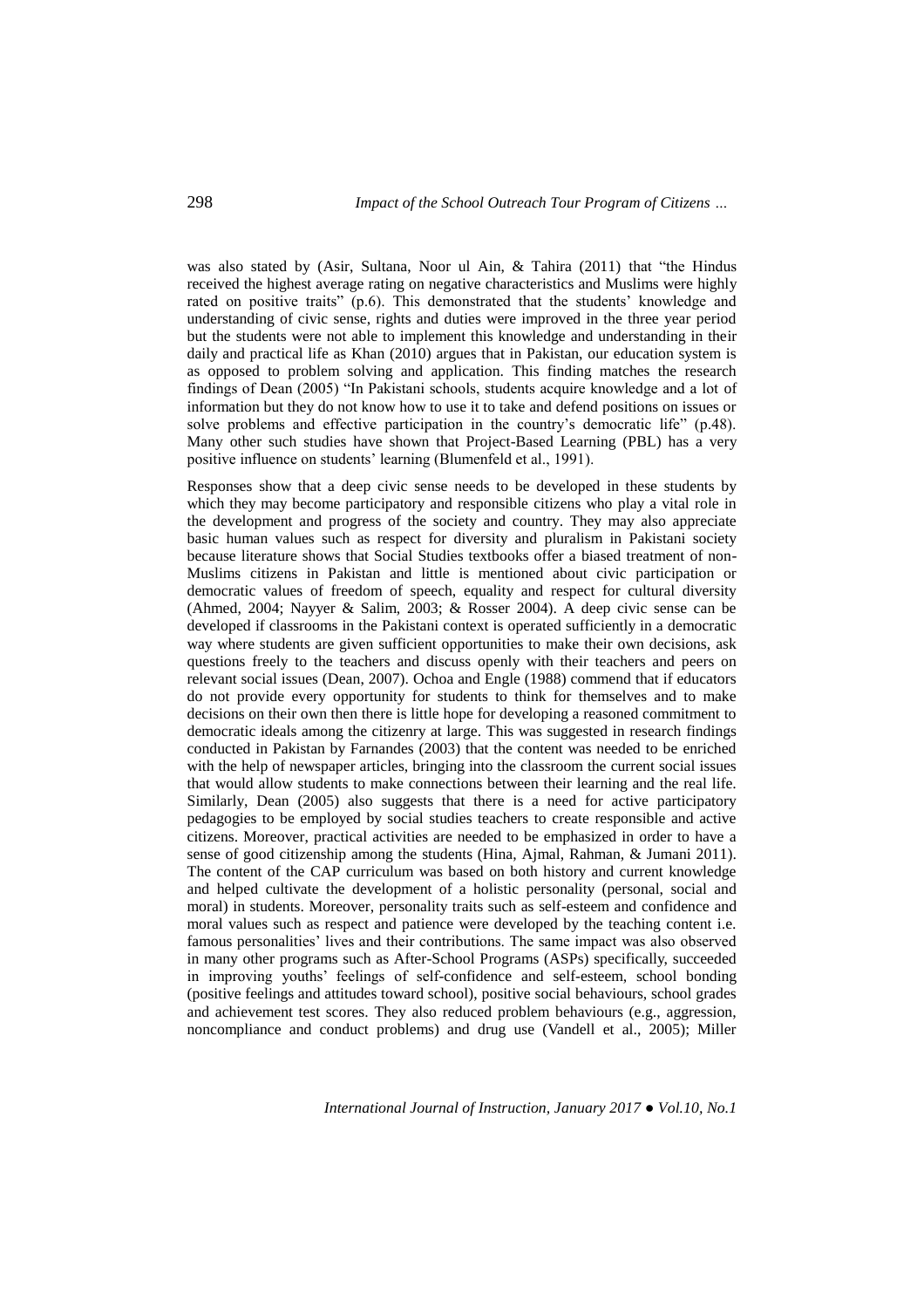was also stated by (Asir, Sultana, Noor ul Ain, & Tahira (2011) that "the Hindus received the highest average rating on negative characteristics and Muslims were highly rated on positive traits" (p.6). This demonstrated that the students' knowledge and understanding of civic sense, rights and duties were improved in the three year period but the students were not able to implement this knowledge and understanding in their daily and practical life as Khan (2010) argues that in Pakistan, our education system is as opposed to problem solving and application. This finding matches the research findings of Dean (2005) "In Pakistani schools, students acquire knowledge and a lot of information but they do not know how to use it to take and defend positions on issues or solve problems and effective participation in the country's democratic life" (p.48). Many other such studies have shown that Project-Based Learning (PBL) has a very positive influence on students' learning (Blumenfeld et al., 1991).

Responses show that a deep civic sense needs to be developed in these students by which they may become participatory and responsible citizens who play a vital role in the development and progress of the society and country. They may also appreciate basic human values such as respect for diversity and pluralism in Pakistani society because literature shows that Social Studies textbooks offer a biased treatment of non-Muslims citizens in Pakistan and little is mentioned about civic participation or democratic values of freedom of speech, equality and respect for cultural diversity (Ahmed, 2004; Nayyer & Salim, 2003; & Rosser 2004). A deep civic sense can be developed if classrooms in the Pakistani context is operated sufficiently in a democratic way where students are given sufficient opportunities to make their own decisions, ask questions freely to the teachers and discuss openly with their teachers and peers on relevant social issues (Dean, 2007). Ochoa and Engle (1988) commend that if educators do not provide every opportunity for students to think for themselves and to make decisions on their own then there is little hope for developing a reasoned commitment to democratic ideals among the citizenry at large. This was suggested in research findings conducted in Pakistan by Farnandes (2003) that the content was needed to be enriched with the help of newspaper articles, bringing into the classroom the current social issues that would allow students to make connections between their learning and the real life. Similarly, Dean (2005) also suggests that there is a need for active participatory pedagogies to be employed by social studies teachers to create responsible and active citizens. Moreover, practical activities are needed to be emphasized in order to have a sense of good citizenship among the students (Hina, Ajmal, Rahman, & Jumani 2011). The content of the CAP curriculum was based on both history and current knowledge and helped cultivate the development of a holistic personality (personal, social and moral) in students. Moreover, personality traits such as self-esteem and confidence and moral values such as respect and patience were developed by the teaching content i.e. famous personalities' lives and their contributions. The same impact was also observed in many other programs such as After-School Programs (ASPs) specifically, succeeded in improving youths' feelings of self-confidence and self-esteem, school bonding (positive feelings and attitudes toward school), positive social behaviours, school grades and achievement test scores. They also reduced problem behaviours (e.g., aggression, noncompliance and conduct problems) and drug use (Vandell et al., 2005); Miller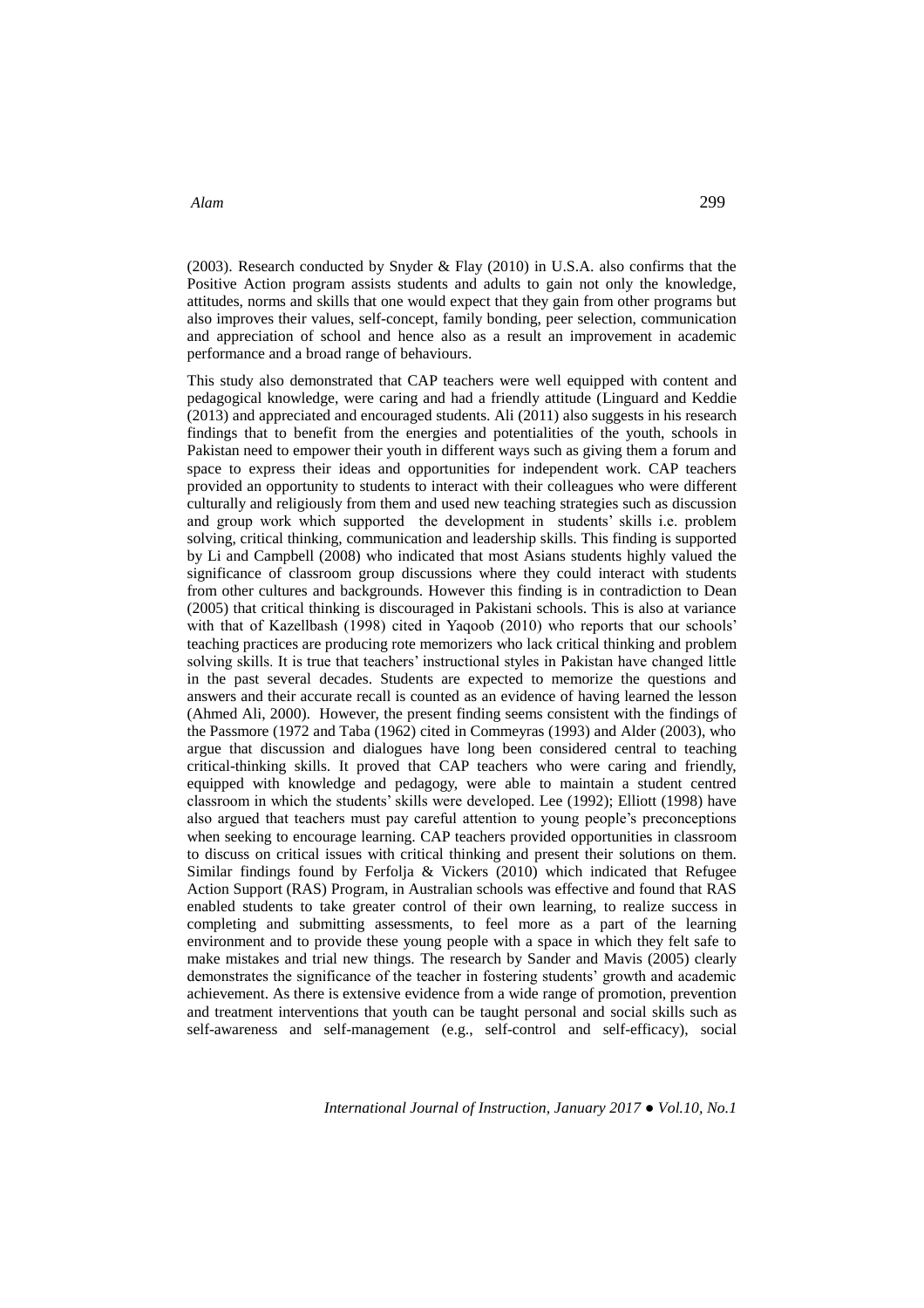(2003). Research conducted by Snyder & Flay (2010) in U.S.A. also confirms that the Positive Action program assists students and adults to gain not only the knowledge, attitudes, norms and skills that one would expect that they gain from other programs but also improves their values, self-concept, family bonding, peer selection, communication and appreciation of school and hence also as a result an improvement in academic performance and a broad range of behaviours.

This study also demonstrated that CAP teachers were well equipped with content and pedagogical knowledge, were caring and had a friendly attitude (Linguard and Keddie (2013) and appreciated and encouraged students. Ali (2011) also suggests in his research findings that to benefit from the energies and potentialities of the youth, schools in Pakistan need to empower their youth in different ways such as giving them a forum and space to express their ideas and opportunities for independent work. CAP teachers provided an opportunity to students to interact with their colleagues who were different culturally and religiously from them and used new teaching strategies such as discussion and group work which supported the development in students' skills i.e. problem solving, critical thinking, communication and leadership skills. This finding is supported by Li and Campbell (2008) who indicated that most Asians students highly valued the significance of classroom group discussions where they could interact with students from other cultures and backgrounds. However this finding is in contradiction to Dean (2005) that critical thinking is discouraged in Pakistani schools. This is also at variance with that of Kazellbash (1998) cited in Yaqoob (2010) who reports that our schools' teaching practices are producing rote memorizers who lack critical thinking and problem solving skills. It is true that teachers' instructional styles in Pakistan have changed little in the past several decades. Students are expected to memorize the questions and answers and their accurate recall is counted as an evidence of having learned the lesson (Ahmed Ali, 2000). However, the present finding seems consistent with the findings of the Passmore (1972 and Taba (1962) cited in Commeyras (1993) and Alder (2003), who argue that discussion and dialogues have long been considered central to teaching critical-thinking skills. It proved that CAP teachers who were caring and friendly, equipped with knowledge and pedagogy, were able to maintain a student centred classroom in which the students' skills were developed. Lee (1992); Elliott (1998) have also argued that teachers must pay careful attention to young people's preconceptions when seeking to encourage learning. CAP teachers provided opportunities in classroom to discuss on critical issues with critical thinking and present their solutions on them. Similar findings found by Ferfolja & Vickers (2010) which indicated that Refugee Action Support (RAS) Program, in Australian schools was effective and found that RAS enabled students to take greater control of their own learning, to realize success in completing and submitting assessments, to feel more as a part of the learning environment and to provide these young people with a space in which they felt safe to make mistakes and trial new things. The research by Sander and Mavis (2005) clearly demonstrates the significance of the teacher in fostering students' growth and academic achievement. As there is extensive evidence from a wide range of promotion, prevention and treatment interventions that youth can be taught personal and social skills such as self-awareness and self-management (e.g., self-control and self-efficacy), social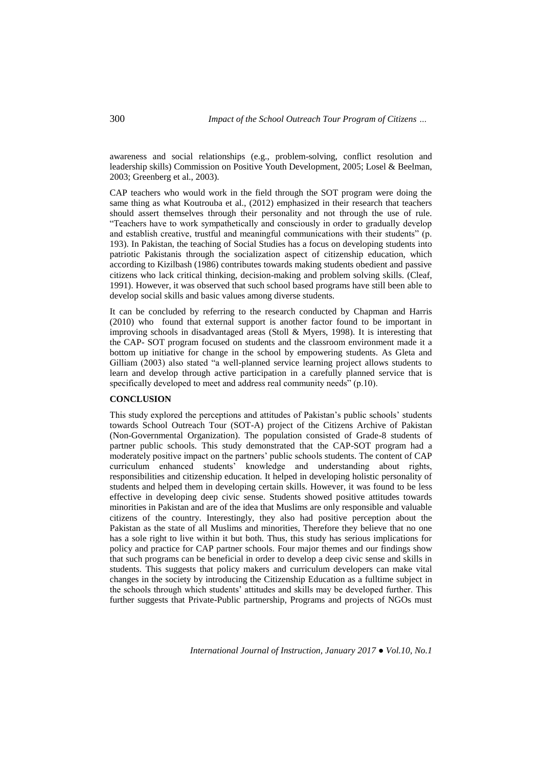awareness and social relationships (e.g., problem-solving, conflict resolution and leadership skills) Commission on Positive Youth Development, 2005; Losel & Beelman, 2003; Greenberg et al., 2003).

CAP teachers who would work in the field through the SOT program were doing the same thing as what Koutrouba et al., (2012) emphasized in their research that teachers should assert themselves through their personality and not through the use of rule. "Teachers have to work sympathetically and consciously in order to gradually develop and establish creative, trustful and meaningful communications with their students" (p. 193). In Pakistan, the teaching of Social Studies has a focus on developing students into patriotic Pakistanis through the socialization aspect of citizenship education, which according to Kizilbash (1986) contributes towards making students obedient and passive citizens who lack critical thinking, decision-making and problem solving skills. (Cleaf, 1991). However, it was observed that such school based programs have still been able to develop social skills and basic values among diverse students.

It can be concluded by referring to the research conducted by Chapman and Harris (2010) who found that external support is another factor found to be important in improving schools in disadvantaged areas (Stoll & Myers, 1998). It is interesting that the CAP- SOT program focused on students and the classroom environment made it a bottom up initiative for change in the school by empowering students. As Gleta and Gilliam (2003) also stated "a well-planned service learning project allows students to learn and develop through active participation in a carefully planned service that is specifically developed to meet and address real community needs" (p.10).

## CONCLUSION

This study explored the perceptions and attitudes of Pakistan's public schools' students towards School Outreach Tour (SOT-A) project of the Citizens Archive of Pakistan (Non-Governmental Organization). The population consisted of Grade-8 students of partner public schools. This study demonstrated that the CAP-SOT program had a moderately positive impact on the partners' public schools students. The content of CAP curriculum enhanced students' knowledge and understanding about rights, responsibilities and citizenship education. It helped in developing holistic personality of students and helped them in developing certain skills. However, it was found to be less effective in developing deep civic sense. Students showed positive attitudes towards minorities in Pakistan and are of the idea that Muslims are only responsible and valuable citizens of the country. Interestingly, they also had positive perception about the Pakistan as the state of all Muslims and minorities, Therefore they believe that no one has a sole right to live within it but both. Thus, this study has serious implications for policy and practice for CAP partner schools. Four major themes and our findings show that such programs can be beneficial in order to develop a deep civic sense and skills in students. This suggests that policy makers and curriculum developers can make vital changes in the society by introducing the Citizenship Education as a fulltime subject in the schools through which students' attitudes and skills may be developed further. This further suggests that Private-Public partnership, Programs and projects of NGOs must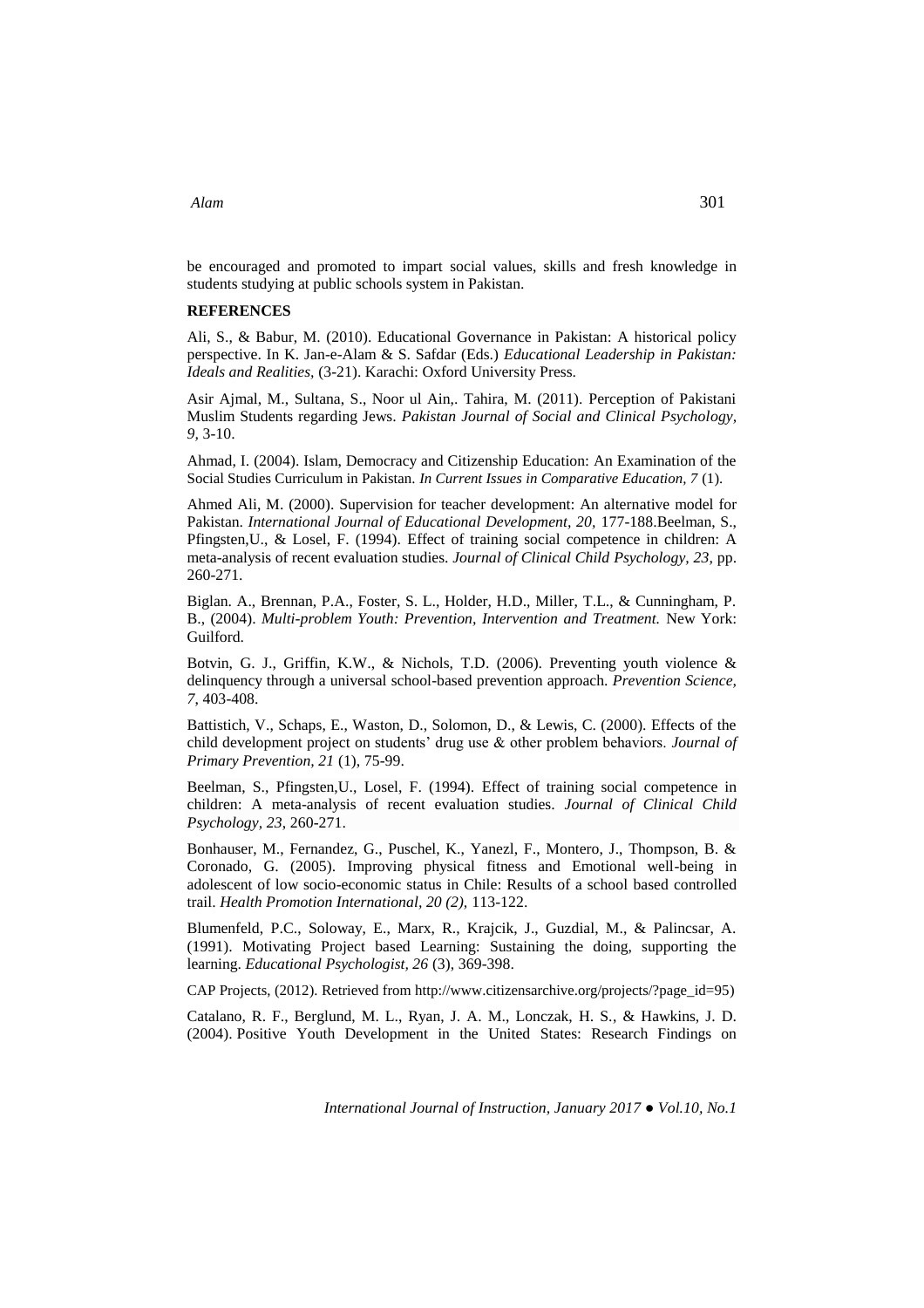be encouraged and promoted to impart social values, skills and fresh knowledge in students studying at public schools system in Pakistan.

**REFERENCES**

Ali, S., & Babur, M. (2010). Educational Governance in Pakistan: A historical policy perspective. In K. Jan-e-Alam & S. Safdar (Eds.) *Educational Leadership in Pakistan: Ideals and Realities,* (3-21). Karachi: Oxford University Press.

Asir Ajmal, M., Sultana, S., Noor ul Ain,. Tahira, M. (2011). Perception of Pakistani Muslim Students regarding Jews. *Pakistan Journal of Social and Clinical Psychology, 9,* 3-10.

Ahmad, I. (2004). Islam, Democracy and Citizenship Education: An Examination of the Social Studies Curriculum in Pakistan. *In Current Issues in Comparative Education, 7* (1).

Ahmed Ali, M. (2000). Supervision for teacher development: An alternative model for Pakistan. *International Journal of Educational Development, 20,* 177-188.Beelman, S., Pfingsten,U., & Losel, F. (1994). Effect of training social competence in children: A meta-analysis of recent evaluation studies. *Journal of Clinical Child Psychology, 23,* pp. 260-271.

Biglan. A., Brennan, P.A., Foster, S. L., Holder, H.D., Miller, T.L., & Cunningham, P. B., (2004). *Multi-problem Youth: Prevention, Intervention and Treatment.* New York: Guilford.

Botvin, G. J., Griffin, K.W., & Nichols, T.D. (2006). Preventing youth violence & delinquency through a universal school-based prevention approach. *Prevention Science, 7,* 403-408.

Battistich, V., Schaps, E., Waston, D., Solomon, D., & Lewis, C. (2000). Effects of the child development project on students' drug use & other problem behaviors. *Journal of Primary Prevention, 21* (1), 75-99.

Beelman, S., Pfingsten,U., Losel, F. (1994). Effect of training social competence in children: A meta-analysis of recent evaluation studies. *Journal of Clinical Child Psychology, 23,* 260-271.

Bonhauser, M., Fernandez, G., Puschel, K., Yanezl, F., Montero, J., Thompson, B. & Coronado, G. (2005). Improving physical fitness and Emotional well-being in adolescent of low socio-economic status in Chile: Results of a school based controlled trail. *Health Promotion International, 20 (2),* 113-122.

Blumenfeld, P.C., Soloway, E., Marx, R., Krajcik, J., Guzdial, M., & Palincsar, A. (1991). Motivating Project based Learning: Sustaining the doing, supporting the learning. *Educational Psychologist, 26* (3), 369-398.

CAP Projects, (2012). Retrieved from http://www.citizensarchive.org/projects/?page_id=95)

Catalano, R. F., Berglund, M. L., Ryan, J. A. M., Lonczak, H. S., & Hawkins, J. D. (2004). Positive Youth Development in the United States: Research Findings on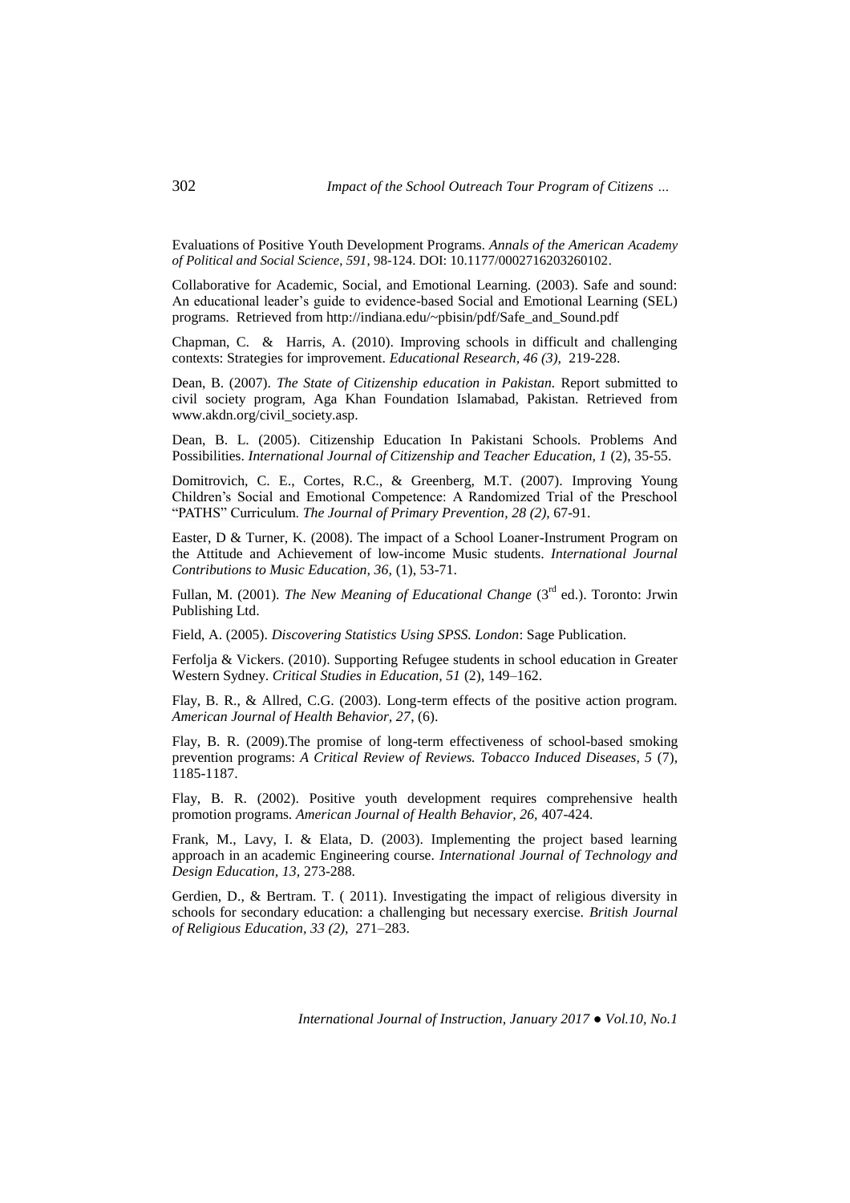Evaluations of Positive Youth Development Programs. *Annals of the American Academy of Political and Social Science*, *591*, 98-124. DOI: 10.1177/0002716203260102.

Collaborative for Academic, Social, and Emotional Learning. (2003). Safe and sound: An educational leader's guide to evidence-based Social and Emotional Learning (SEL) programs. Retrieved from http://indiana.edu/~pbisin/pdf/Safe_and_Sound.pdf

Chapman, C. & Harris, A. (2010). Improving schools in difficult and challenging contexts: Strategies for improvement. *Educational Research, 46 (3),* 219-228.

Dean, B. (2007). *The State of Citizenship education in Pakistan.* Report submitted to civil society program, Aga Khan Foundation Islamabad, Pakistan. Retrieved from www.akdn.org/civil_society.asp.

Dean, B. L. (2005). Citizenship Education In Pakistani Schools. Problems And Possibilities. *International Journal of Citizenship and Teacher Education, 1* (2), 35-55.

Domitrovich, C. E., Cortes, R.C., & Greenberg, M.T. (2007). Improving Young Children's Social and Emotional Competence: A Randomized Trial of the Preschool "PATHS" Curriculum. *The Journal of Primary Prevention, 28 (2),* 67-91.

Easter, D & Turner, K. (2008). The impact of a School Loaner-Instrument Program on the Attitude and Achievement of low-income Music students. *International Journal Contributions to Music Education, 36,* (1), 53-71.

Fullan, M. (2001). *The New Meaning of Educational Change* (3rd ed.). Toronto: Jrwin Publishing Ltd.

Field, A. (2005). *Discovering Statistics Using SPSS. London*: Sage Publication.

Ferfolja & Vickers. (2010). Supporting Refugee students in school education in Greater Western Sydney. *Critical Studies in Education, 51* (2), 149–162.

Flay, B. R., & Allred, C.G. (2003). Long-term effects of the positive action program. *American Journal of Health Behavior, 27*, (6).

Flay, B. R. (2009).The promise of long-term effectiveness of school-based smoking prevention programs: *A Critical Review of Reviews. Tobacco Induced Diseases, 5* (7), 1185-1187.

Flay, B. R. (2002). Positive youth development requires comprehensive health promotion programs. *American Journal of Health Behavior, 26,* 407-424.

Frank, M., Lavy, I. & Elata, D. (2003). Implementing the project based learning approach in an academic Engineering course. *International Journal of Technology and Design Education, 13,* 273-288.

Gerdien, D., & Bertram. T. ( 2011). Investigating the impact of religious diversity in schools for secondary education: a challenging but necessary exercise. *British Journal of Religious Education, 33 (2),* 271–283.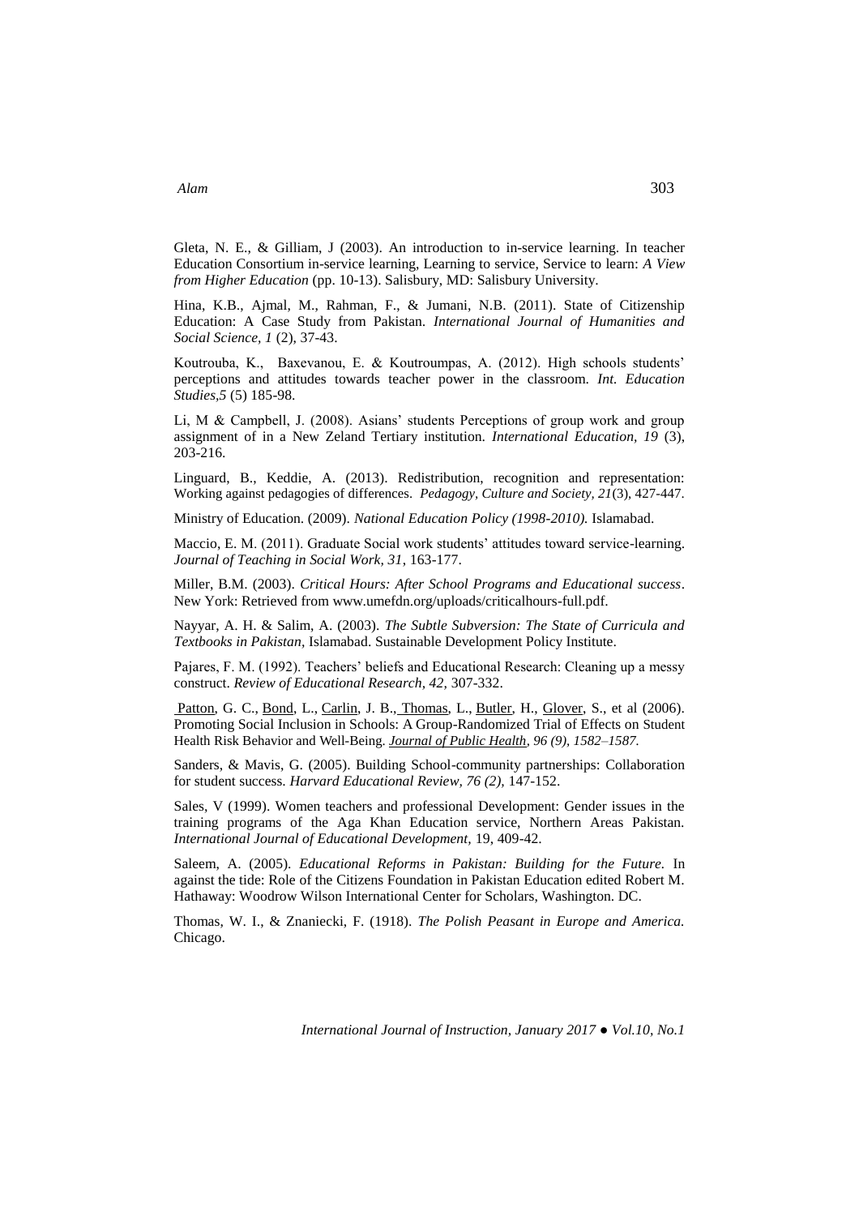Gleta, N. E., & Gilliam, J (2003). An introduction to in-service learning. In teacher Education Consortium in-service learning, Learning to service, Service to learn: *A View from Higher Education* (pp. 10-13). Salisbury, MD: Salisbury University.

Hina, K.B., Ajmal, M., Rahman, F., & Jumani, N.B. (2011). State of Citizenship Education: A Case Study from Pakistan. *International Journal of Humanities and Social Science, 1* (2), 37-43.

Koutrouba, K., Baxevanou, E. & Koutroumpas, A. (2012). High schools students' perceptions and attitudes towards teacher power in the classroom. *Int. Education Studies,5* (5) 185-98.

Li, M & Campbell, J. (2008). Asians' students Perceptions of group work and group assignment of in a New Zeland Tertiary institution. *International Education, 19* (3), 203-216.

Linguard, B., Keddie, A. (2013). Redistribution, recognition and representation: Working against pedagogies of differences. *Pedagogy, Culture and Society, 21*(3), 427-447.

Ministry of Education. (2009). *National Education Policy (1998-2010).* Islamabad.

Maccio, E. M. (2011). Graduate Social work students' attitudes toward service-learning. *Journal of Teaching in Social Work, 31*, 163-177.

Miller, B.M. (2003). *Critical Hours: After School Programs and Educational success*. New York: Retrieved from www.umefdn.org/uploads/criticalhours-full.pdf.

Nayyar, A. H. & Salim, A. (2003). *The Subtle Subversion: The State of Curricula and Textbooks in Pakistan*, Islamabad. Sustainable Development Policy Institute.

Pajares, F. M. (1992). Teachers' beliefs and Educational Research: Cleaning up a messy construct. *Review of Educational Research, 42,* 307-332.

Patton, G. C., Bond, L., Carlin, J. B., Thomas, L., Butler, H., Glover, S., et al (2006). Promoting Social Inclusion in Schools: A Group-Randomized Trial of Effects on Student Health Risk Behavior and Well-Being. *Journal of Public Health, 96 (9), 1582–1587.*

Sanders, & Mavis, G. (2005). Building School-community partnerships: Collaboration for student success. *Harvard Educational Review, 76 (2),* 147-152.

Sales, V (1999). Women teachers and professional Development: Gender issues in the training programs of the Aga Khan Education service, Northern Areas Pakistan. *International Journal of Educational Development,* 19, 409-42.

Saleem, A. (2005). *Educational Reforms in Pakistan: Building for the Future.* In against the tide: Role of the Citizens Foundation in Pakistan Education edited Robert M. Hathaway: Woodrow Wilson International Center for Scholars, Washington. DC.

Thomas, W. I., & Znaniecki, F. (1918). *The Polish Peasant in Europe and America.* Chicago.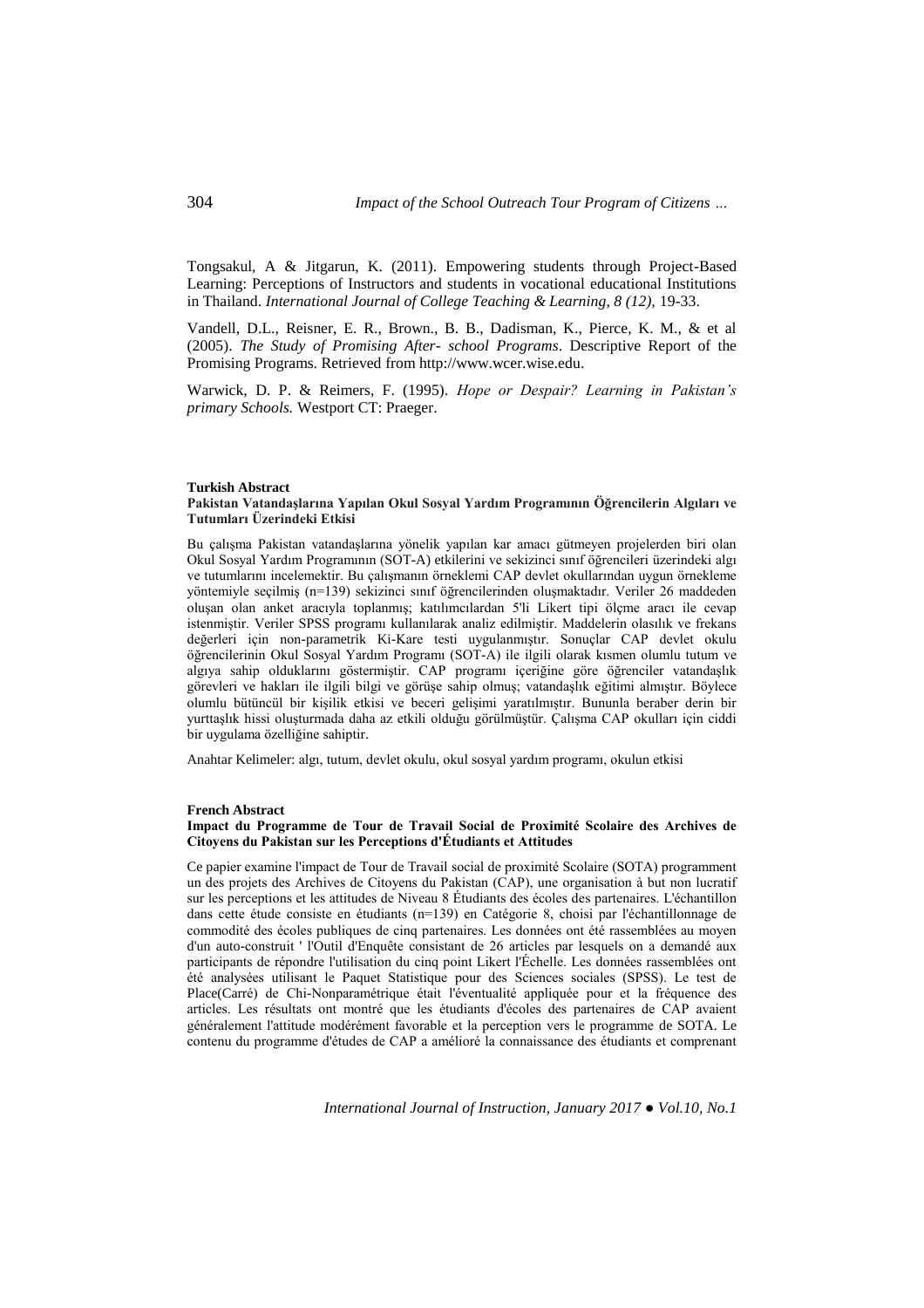Tongsakul, A & Jitgarun, K. (2011). Empowering students through Project-Based Learning: Perceptions of Instructors and students in vocational educational Institutions in Thailand. *International Journal of College Teaching & Learning, 8 (12)*, 19-33.

Vandell, D.L., Reisner, E. R., Brown., B. B., Dadisman, K., Pierce, K. M., & et al (2005). *The Study of Promising After- school Programs*. Descriptive Report of the Promising Programs. Retrieved from http://www.wcer.wise.edu.

Warwick, D. P. & Reimers, F. (1995). *Hope or Despair? Learning in Pakistan's primary Schools.* Westport CT: Praeger.

**Turkish Abstract**

**Pakistan Vatandaşlarına Yapılan Okul Sosyal Yardım Programının Öğrencilerin Algıları ve Tutumları Üzerindeki Etkisi**

Bu çalışma Pakistan vatandaşlarına yönelik yapılan kar amacı gütmeyen projelerden biri olan Okul Sosyal Yardım Programının (SOT-A) etkilerini ve sekizinci sınıf öğrencileri üzerindeki algı ve tutumlarını incelemektir. Bu çalışmanın örneklemi CAP devlet okullarından uygun örnekleme yöntemiyle seçilmiş (n=139) sekizinci sınıf öğrencilerinden oluşmaktadır. Veriler 26 maddeden oluşan olan anket aracıyla toplanmış; katılımcılardan 5'li Likert tipi ölçme aracı ile cevap istenmiştir. Veriler SPSS programı kullanılarak analiz edilmiştir. Maddelerin olasılık ve frekans değerleri için non-parametrik Ki-Kare testi uygulanmıştır. Sonuçlar CAP devlet okulu öğrencilerinin Okul Sosyal Yardım Programı (SOT-A) ile ilgili olarak kısmen olumlu tutum ve algıya sahip olduklarını göstermiştir. CAP programı içeriğine göre öğrenciler vatandaşlık görevleri ve hakları ile ilgili bilgi ve görüşe sahip olmuş; vatandaşlık eğitimi almıştır. Böylece olumlu bütüncül bir kişilik etkisi ve beceri gelişimi yaratılmıştır. Bununla beraber derin bir yurttaşlık hissi oluşturmada daha az etkili olduğu görülmüştür. Çalışma CAP okulları için ciddi bir uygulama özelliğine sahiptir.

Anahtar Kelimeler: algı, tutum, devlet okulu, okul sosyal yardım programı, okulun etkisi

**French Abstract**

**Impact du Programme de Tour de Travail Social de Proximité Scolaire des Archives de Citoyens du Pakistan sur les Perceptions d'Étudiants et Attitudes**

Ce papier examine l'impact de Tour de Travail social de proximité Scolaire (SOTA) programment un des projets des Archives de Citoyens du Pakistan (CAP), une organisation à but non lucratif sur les perceptions et les attitudes de Niveau 8 Étudiants des écoles des partenaires. L'échantillon dans cette étude consiste en étudiants (n=139) en Catégorie 8, choisi par l'échantillonnage de commodité des écoles publiques de cinq partenaires. Les données ont été rassemblées au moyen d'un auto-construit ' l'Outil d'Enquête consistant de 26 articles par lesquels on a demandé aux participants de répondre l'utilisation du cinq point Likert l'Échelle. Les données rassemblées ont été analysées utilisant le Paquet Statistique pour des Sciences sociales (SPSS). Le test de Place(Carré) de Chi-Nonparamétrique était l'éventualité appliquée pour et la fréquence des articles. Les résultats ont montré que les étudiants d'écoles des partenaires de CAP avaient généralement l'attitude modérément favorable et la perception vers le programme de SOTA. Le contenu du programme d'études de CAP a amélioré la connaissance des étudiants et comprenant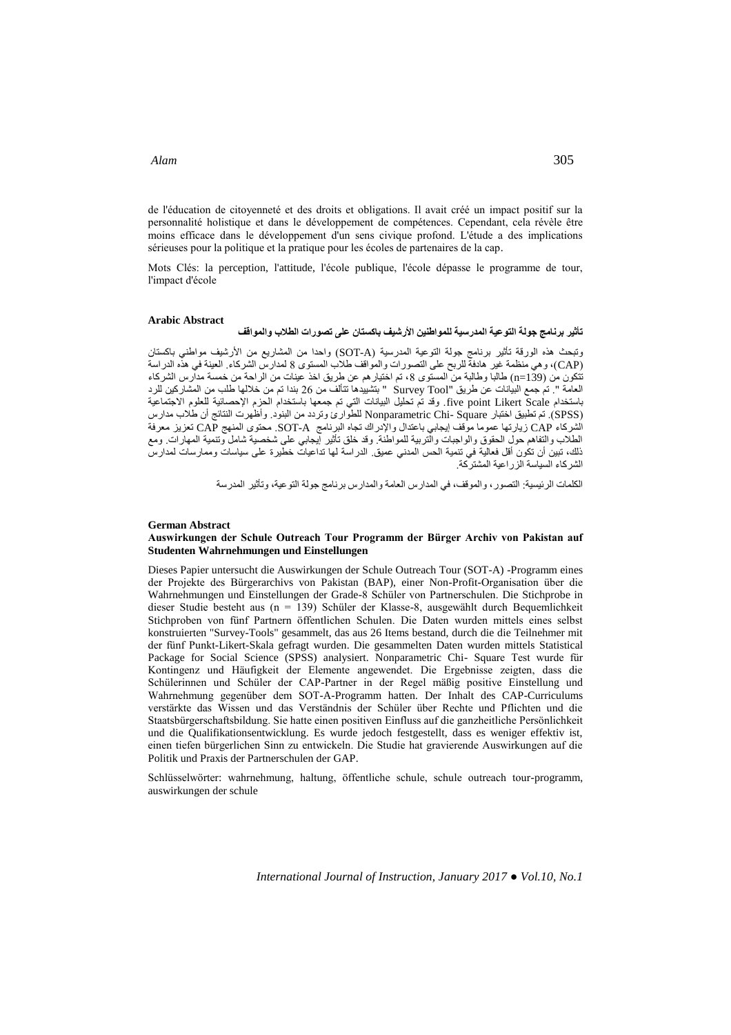de l'éducation de citoyenneté et des droits et obligations. Il avait créé un impact positif sur la personnalité holistique et dans le développement de compétences. Cependant, cela révèle être moins efficace dans le développement d'un sens civique profond. L'étude a des implications sérieuses pour la politique et la pratique pour les écoles de partenaires de la cap.

Mots Clés: la perception, l'attitude, l'école publique, l'école dépasse le programme de tour, l'impact d'école

**Arabic Abstract**

**تأثير برنامج جولة التوعية المدرسية للمواطنين الأرشيف باكستان على تصورات الطلاب والمواقف**

وتبحث هذه الورقة تأثير برنامج جولة التوعية المدرسية (SOT-A) واحدا من المشاريع من الأرشيف مواطني باكستان (CAP)، وهي منظمة غير هادفة للربح على التصورات والمواقف طلاب المستوى 8 لمدارس الشركاء. العينة في هذه الدراسة تتكون من (n=139) طالبا وطالبة من المستوى 8، تم اختيارهم عن طريق اخذ عينات من الراحة من خمسة مدارس الشركاء العامة ". تم جمع البيانات عن طريق "Survey Tool " بتشييدها تتألف من 26 بندا تم من خلالها طلب من المشاركين للرد باستخدام five point Likert Scale. وقد تم تحليل البيانات التي تم جمعها باستخدام الحزم الإحصائية للعلوم الاجتماعية (SPSS). تم تطبيق اختبار Nonparametric Chi- Square للطوارئ وتردد من البنود. وأظهرت النتائج أن طلاب مدارس الشركاء CAP زيارتها عموما موقف إيجابي باعتدال والإدراك تجاه البرنامج SOT-A. محتوى المنهج CAP تعزيز معرفة الطلاب والتفاهم حول الحقوق والواجبات والتربية للمواطنة. وقد خلق تأثير إيجابي على شخصية شامل وتنمية المهارات. ومع ذلك، تبين أن تكون أقل فعالية في تنمية الحس المدني عميق. الدراسة لها تداعيات خطيرة على سياسات وممارسات لمدارس الشركاء السياسة الزراعية المشتركة.

الكلمات الرئيسية: التصور، والموقف، في المدارس العامة والمدارس برنامج جولة التوعية، وتأثير المدرسة

**German Abstract**

**Auswirkungen der Schule Outreach Tour Programm der Bürger Archiv von Pakistan auf Studenten Wahrnehmungen und Einstellungen**

Dieses Papier untersucht die Auswirkungen der Schule Outreach Tour (SOT-A) -Programm eines der Projekte des Bürgerarchivs von Pakistan (BAP), einer Non-Profit-Organisation über die Wahrnehmungen und Einstellungen der Grade-8 Schüler von Partnerschulen. Die Stichprobe in dieser Studie besteht aus (n = 139) Schüler der Klasse-8, ausgewählt durch Bequemlichkeit Stichproben von fünf Partnern öffentlichen Schulen. Die Daten wurden mittels eines selbst konstruierten "Survey-Tools" gesammelt, das aus 26 Items bestand, durch die die Teilnehmer mit der fünf Punkt-Likert-Skala gefragt wurden. Die gesammelten Daten wurden mittels Statistical Package for Social Science (SPSS) analysiert. Nonparametric Chi- Square Test wurde für Kontingenz und Häufigkeit der Elemente angewendet. Die Ergebnisse zeigten, dass die Schülerinnen und Schüler der CAP-Partner in der Regel mäßig positive Einstellung und Wahrnehmung gegenüber dem SOT-A-Programm hatten. Der Inhalt des CAP-Curriculums verstärkte das Wissen und das Verständnis der Schüler über Rechte und Pflichten und die Staatsbürgerschaftsbildung. Sie hatte einen positiven Einfluss auf die ganzheitliche Persönlichkeit und die Qualifikationsentwicklung. Es wurde jedoch festgestellt, dass es weniger effektiv ist, einen tiefen bürgerlichen Sinn zu entwickeln. Die Studie hat gravierende Auswirkungen auf die Politik und Praxis der Partnerschulen der GAP.

Schlüsselwörter: wahrnehmung, haltung, öffentliche schule, schule outreach tour-programm, auswirkungen der schule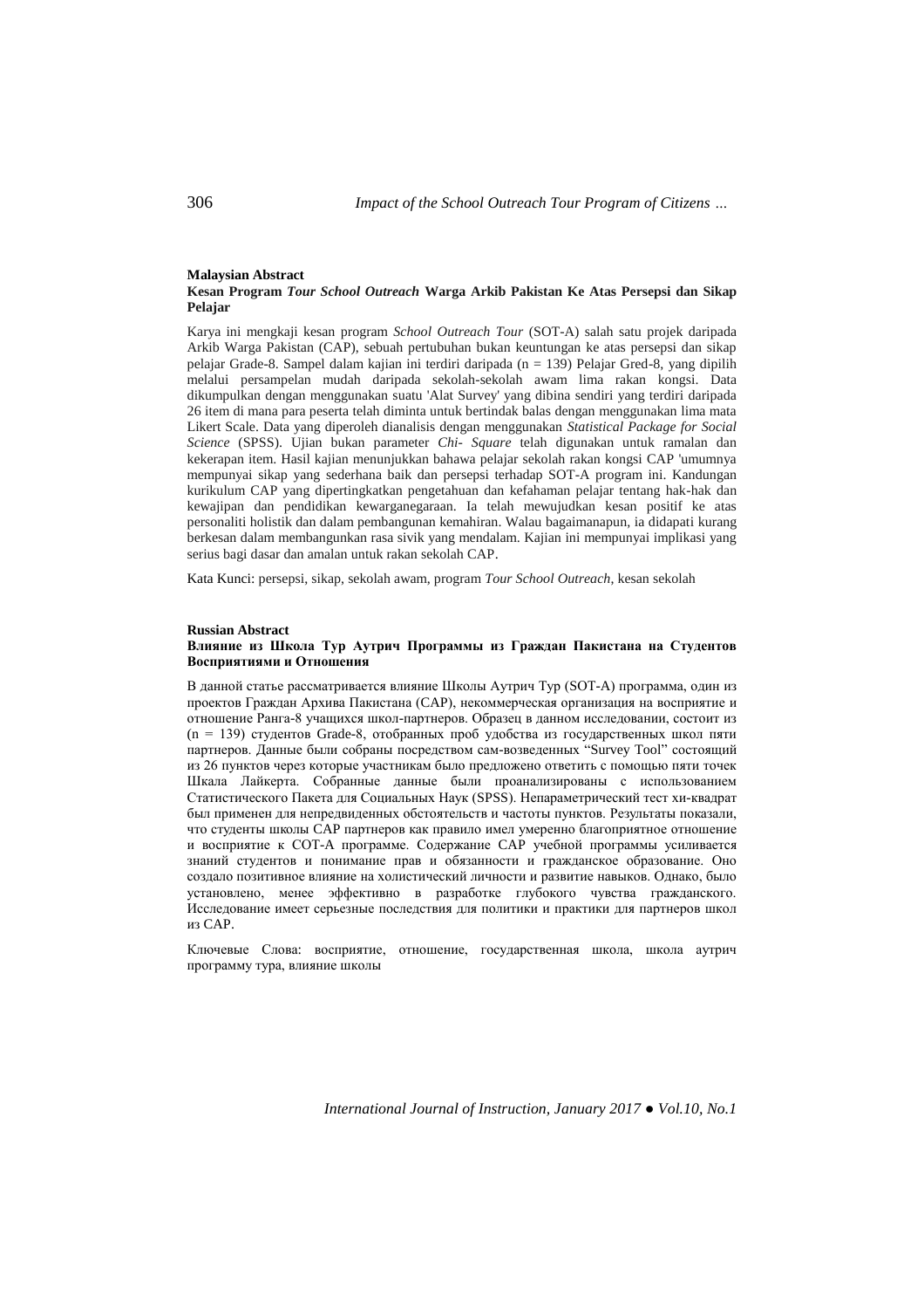**Malaysian Abstract**

**Kesan Program *Tour School Outreach* Warga Arkib Pakistan Ke Atas Persepsi dan Sikap Pelajar**

Karya ini mengkaji kesan program *School Outreach Tour* (SOT-A) salah satu projek daripada Arkib Warga Pakistan (CAP), sebuah pertubuhan bukan keuntungan ke atas persepsi dan sikap pelajar Grade-8. Sampel dalam kajian ini terdiri daripada (n = 139) Pelajar Gred-8, yang dipilih melalui persampelan mudah daripada sekolah-sekolah awam lima rakan kongsi. Data dikumpulkan dengan menggunakan suatu 'Alat Survey' yang dibina sendiri yang terdiri daripada 26 item di mana para peserta telah diminta untuk bertindak balas dengan menggunakan lima mata Likert Scale. Data yang diperoleh dianalisis dengan menggunakan *Statistical Package for Social Science* (SPSS). Ujian bukan parameter *Chi- Square* telah digunakan untuk ramalan dan kekerapan item. Hasil kajian menunjukkan bahawa pelajar sekolah rakan kongsi CAP 'umumnya mempunyai sikap yang sederhana baik dan persepsi terhadap SOT-A program ini. Kandungan kurikulum CAP yang dipertingkatkan pengetahuan dan kefahaman pelajar tentang hak-hak dan kewajipan dan pendidikan kewarganegaraan. Ia telah mewujudkan kesan positif ke atas personaliti holistik dan dalam pembangunan kemahiran. Walau bagaimanapun, ia didapati kurang berkesan dalam membangunkan rasa sivik yang mendalam. Kajian ini mempunyai implikasi yang serius bagi dasar dan amalan untuk rakan sekolah CAP.

Kata Kunci: persepsi, sikap, sekolah awam, program *Tour School Outreach*, kesan sekolah

**Russian Abstract**

**Влияние из Школа Тур Аутрич Программы из Граждан Пакистана на Студентов Восприятиями и Отношения**

В данной статье рассматривается влияние Школы Аутрич Тур (SOT-A) программа, один из проектов Граждан Архива Пакистана (CAP), некоммерческая организация на восприятие и отношение Ранга-8 учащихся школ-партнеров. Образец в данном исследовании, состоит из (n = 139) студентов Grade-8, отобранных проб удобства из государственных школ пяти партнеров. Данные были собраны посредством сам-возведенных "Survey Tool" состоящий из 26 пунктов через которые участникам было предложено ответить с помощью пяти точек Шкала Лайкерта. Собранные данные были проанализированы с использованием Статистического Пакета для Социальных Наук (SPSS). Непараметрический тест хи-квадрат был применен для непредвиденных обстоятельств и частоты пунктов. Результаты показали, что студенты школы CAP партнеров как правило имел умеренно благоприятное отношение и восприятие к СОТ-А программе. Содержание CAP учебной программы усиливается знаний студентов и понимание прав и обязанности и гражданское образование. Оно создало позитивное влияние на холистический личности и развитие навыков. Однако, было установлено, менее эффективно в разработке глубокого чувства гражданского. Исследование имеет серьезные последствия для политики и практики для партнеров школ из CAP.

Ключевые Слова: восприятие, отношение, государственная школа, школа аутрич программу тура, влияние школы